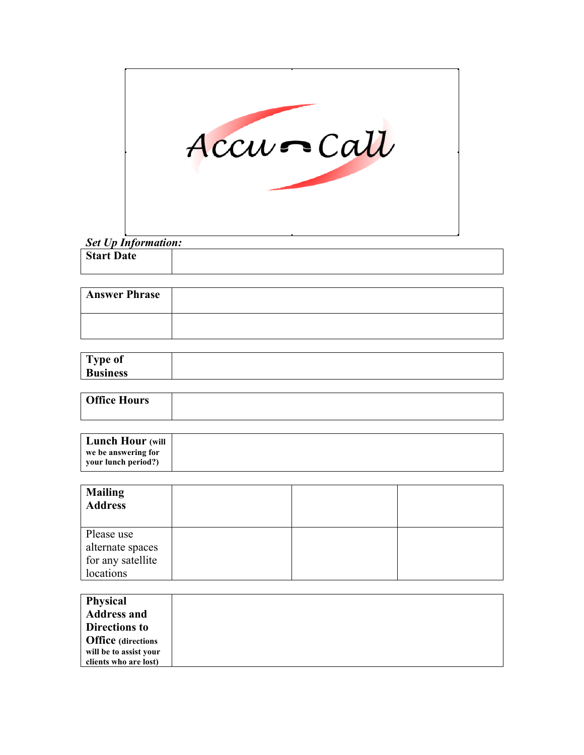Accu-Call

***Set Up Information:***

| **Start Date** | |
|---|---|

| **Answer Phrase** | |
|---|---|
| | |

| **Type of Business** | |
|---|---|

| **Office Hours** | |
|---|---|

| **Lunch Hour** **(will we be answering for your lunch period?)** | |
|---|---|

| **Mailing Address** | | | |
|---|---|---|---|
| Please use alternate spaces for any satellite locations | | | |

| **Physical Address and Directions to Office** **(directions will be to assist your clients who are lost)** | |
|---|---|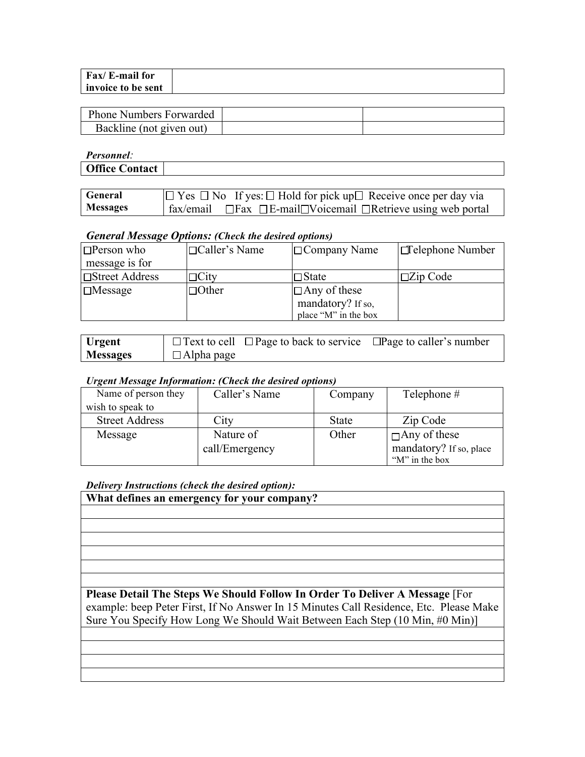| Fax/ E-mail for invoice to be sent | |
|---|---|

| Phone Numbers Forwarded | | |
|---|---|---|
| Backline (not given out) | | |

***Personnel**:*

| **Office Contact** | |
|---|---|

| **General Messages** | ☐ Yes ☐ No If yes: ☐ Hold for pick up☐ Receive once per day via fax/email ☐Fax ☐E-mail☐Voicemail ☐Retrieve using web portal |
|---|---|

***General Message Options: (Check the desired options)***

| ☐Person who message is for | ☐Caller's Name | ☐Company Name | ☐Telephone Number |
|---|---|---|---|
| ☐Street Address | ☐City | ☐State | ☐Zip Code |
| ☐Message | ☐Other | ☐Any of these mandatory? If so, place "M" in the box | |

| **Urgent Messages** | ☐Text to cell ☐Page to back to service ☐Page to caller's number ☐Alpha page |
|---|---|

***Urgent Message Information: (Check the desired options)***

| Name of person they wish to speak to | Caller's Name | Company | Telephone # |
|---|---|---|---|
| Street Address | City | State | Zip Code |
| Message | Nature of call/Emergency | Other | ☐Any of these mandatory? If so, place "M" in the box |

***Delivery Instructions (check the desired option):***

| **What defines an emergency for your company?** |
|---|
| |
| |
| |
| |
| |
| |
| **Please Detail The Steps We Should Follow In Order To Deliver A Message** [For example: beep Peter First, If No Answer In 15 Minutes Call Residence, Etc. Please Make Sure You Specify How Long We Should Wait Between Each Step (10 Min, #0 Min)] |
| |
| |
| |
| |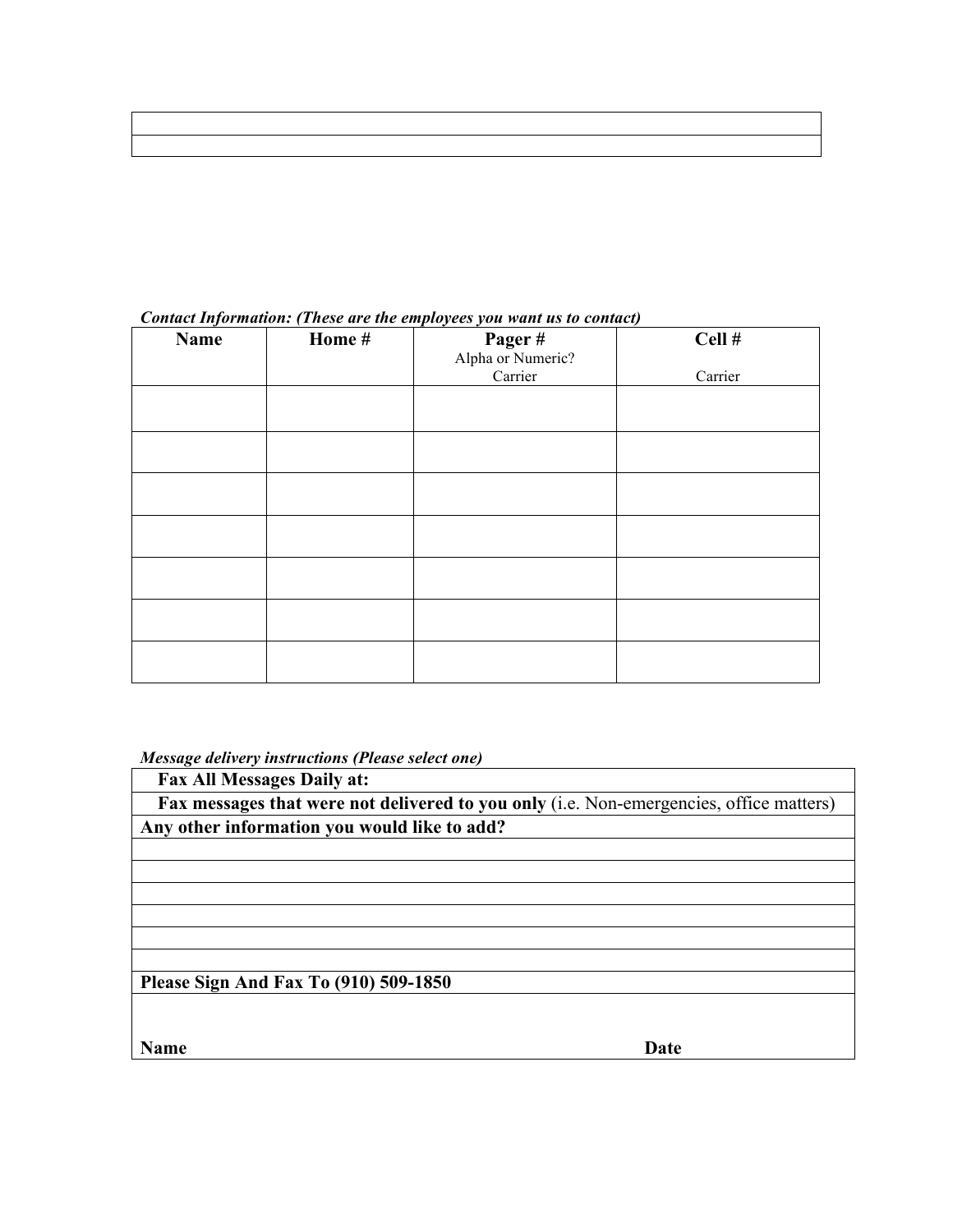| |
|---|
| |

*Contact Information: (These are the employees you want us to contact)*

| **Name** | **Home #** | **Pager #**<br>Alpha or Numeric?<br>Carrier | **Cell #**<br><br>Carrier |
|---|---|---|---|
| | | | |
| | | | |
| | | | |
| | | | |
| | | | |
| | | | |
| | | | |

*Message delivery instructions (Please select one)*

| **Fax All Messages Daily at:** |
|---|
| **Fax messages that were not delivered to you only** (i.e. Non-emergencies, office matters) |
| **Any other information you would like to add?** |
| |
| |
| |
| |
| |
| |
| **Please Sign And Fax To (910) 509-1850** |
| **Name** &nbsp;&nbsp;&nbsp;&nbsp;&nbsp;&nbsp;&nbsp;&nbsp;&nbsp;&nbsp;&nbsp;&nbsp;&nbsp;&nbsp;&nbsp;&nbsp;&nbsp;&nbsp;&nbsp;&nbsp;&nbsp;&nbsp;&nbsp;&nbsp;&nbsp;&nbsp;&nbsp;&nbsp;&nbsp;&nbsp; **Date** |